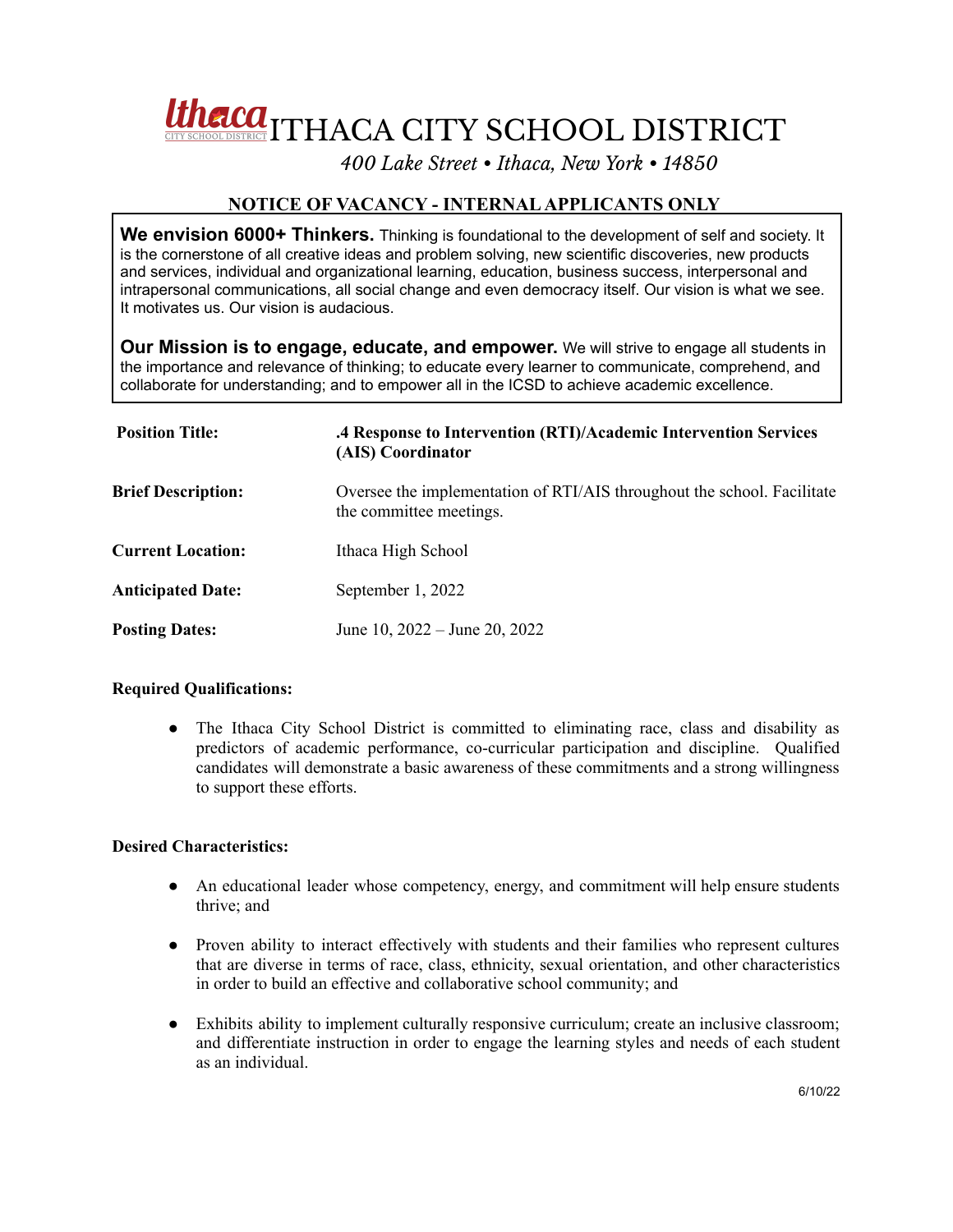# ITHACA CITY SCHOOL DISTRICT

*400 Lake Street • Ithaca, New York • 14850*

## NOTICE OF VACANCY - INTERNAL APPLICANTS ONLY

**We envision 6000+ Thinkers.** Thinking is foundational to the development of self and society. It is the cornerstone of all creative ideas and problem solving, new scientific discoveries, new products and services, individual and organizational learning, education, business success, interpersonal and intrapersonal communications, all social change and even democracy itself. Our vision is what we see. It motivates us. Our vision is audacious.

**Our Mission is to engage, educate, and empower.** We will strive to engage all students in the importance and relevance of thinking; to educate every learner to communicate, comprehend, and collaborate for understanding; and to empower all in the ICSD to achieve academic excellence.

| | |
|---|---|
| **Position Title:** | **.4 Response to Intervention (RTI)/Academic Intervention Services (AIS) Coordinator** |
| **Brief Description:** | Oversee the implementation of RTI/AIS throughout the school. Facilitate the committee meetings. |
| **Current Location:** | Ithaca High School |
| **Anticipated Date:** | September 1, 2022 |
| **Posting Dates:** | June 10, 2022 – June 20, 2022 |

**Required Qualifications:**

- The Ithaca City School District is committed to eliminating race, class and disability as predictors of academic performance, co-curricular participation and discipline. Qualified candidates will demonstrate a basic awareness of these commitments and a strong willingness to support these efforts.

**Desired Characteristics:**

- An educational leader whose competency, energy, and commitment will help ensure students thrive; and
- Proven ability to interact effectively with students and their families who represent cultures that are diverse in terms of race, class, ethnicity, sexual orientation, and other characteristics in order to build an effective and collaborative school community; and
- Exhibits ability to implement culturally responsive curriculum; create an inclusive classroom; and differentiate instruction in order to engage the learning styles and needs of each student as an individual.

6/10/22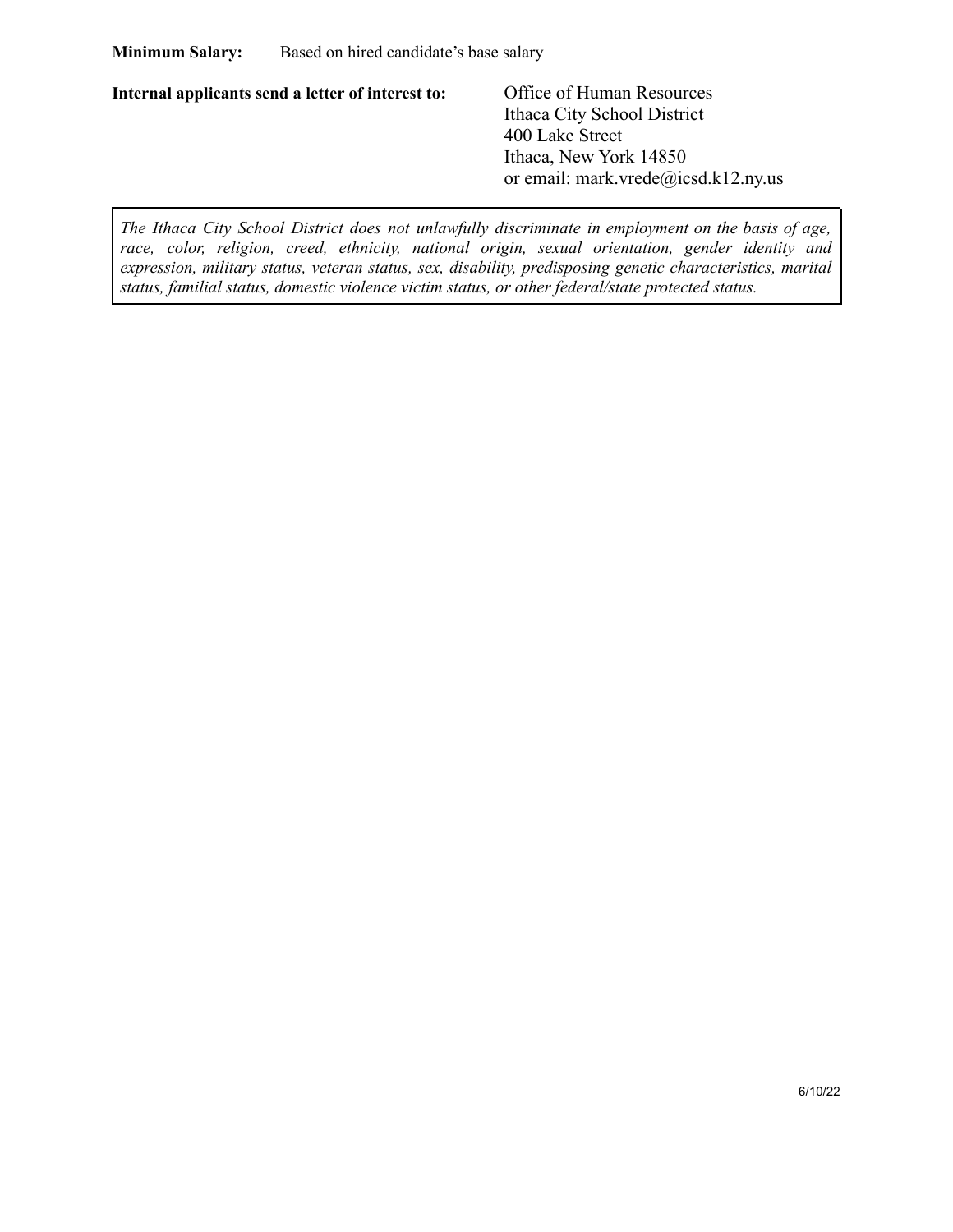**Minimum Salary:** Based on hired candidate's base salary

**Internal applicants send a letter of interest to:**

Office of Human Resources
Ithaca City School District
400 Lake Street
Ithaca, New York 14850
or email: mark.vrede@icsd.k12.ny.us

*The Ithaca City School District does not unlawfully discriminate in employment on the basis of age, race, color, religion, creed, ethnicity, national origin, sexual orientation, gender identity and expression, military status, veteran status, sex, disability, predisposing genetic characteristics, marital status, familial status, domestic violence victim status, or other federal/state protected status.*

6/10/22